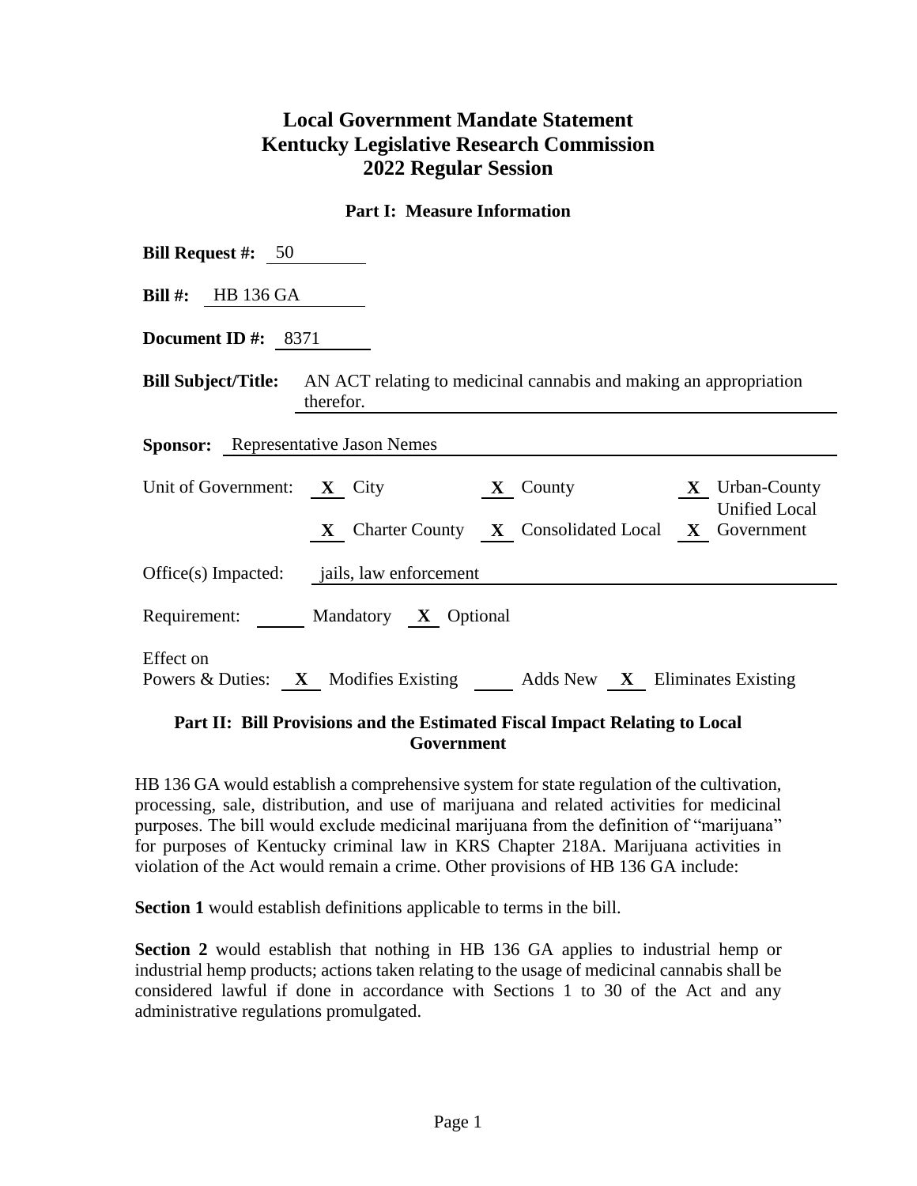# Local Government Mandate Statement
# Kentucky Legislative Research Commission
# 2022 Regular Session

## Part I: Measure Information

**Bill Request #:** 50

**Bill #:** HB 136 GA

**Document ID #:** 8371

**Bill Subject/Title:** AN ACT relating to medicinal cannabis and making an appropriation therefor.

**Sponsor:** Representative Jason Nemes

Unit of Government: **X** City **X** County **X** Urban-County Unified Local Government **X** Charter County **X** Consolidated Local **X** Government

Office(s) Impacted: jails, law enforcement

Requirement: ____ Mandatory **X** Optional

Effect on Powers & Duties: **X** Modifies Existing ____ Adds New **X** Eliminates Existing

## Part II: Bill Provisions and the Estimated Fiscal Impact Relating to Local Government

HB 136 GA would establish a comprehensive system for state regulation of the cultivation, processing, sale, distribution, and use of marijuana and related activities for medicinal purposes. The bill would exclude medicinal marijuana from the definition of "marijuana" for purposes of Kentucky criminal law in KRS Chapter 218A. Marijuana activities in violation of the Act would remain a crime. Other provisions of HB 136 GA include:

**Section 1** would establish definitions applicable to terms in the bill.

**Section 2** would establish that nothing in HB 136 GA applies to industrial hemp or industrial hemp products; actions taken relating to the usage of medicinal cannabis shall be considered lawful if done in accordance with Sections 1 to 30 of the Act and any administrative regulations promulgated.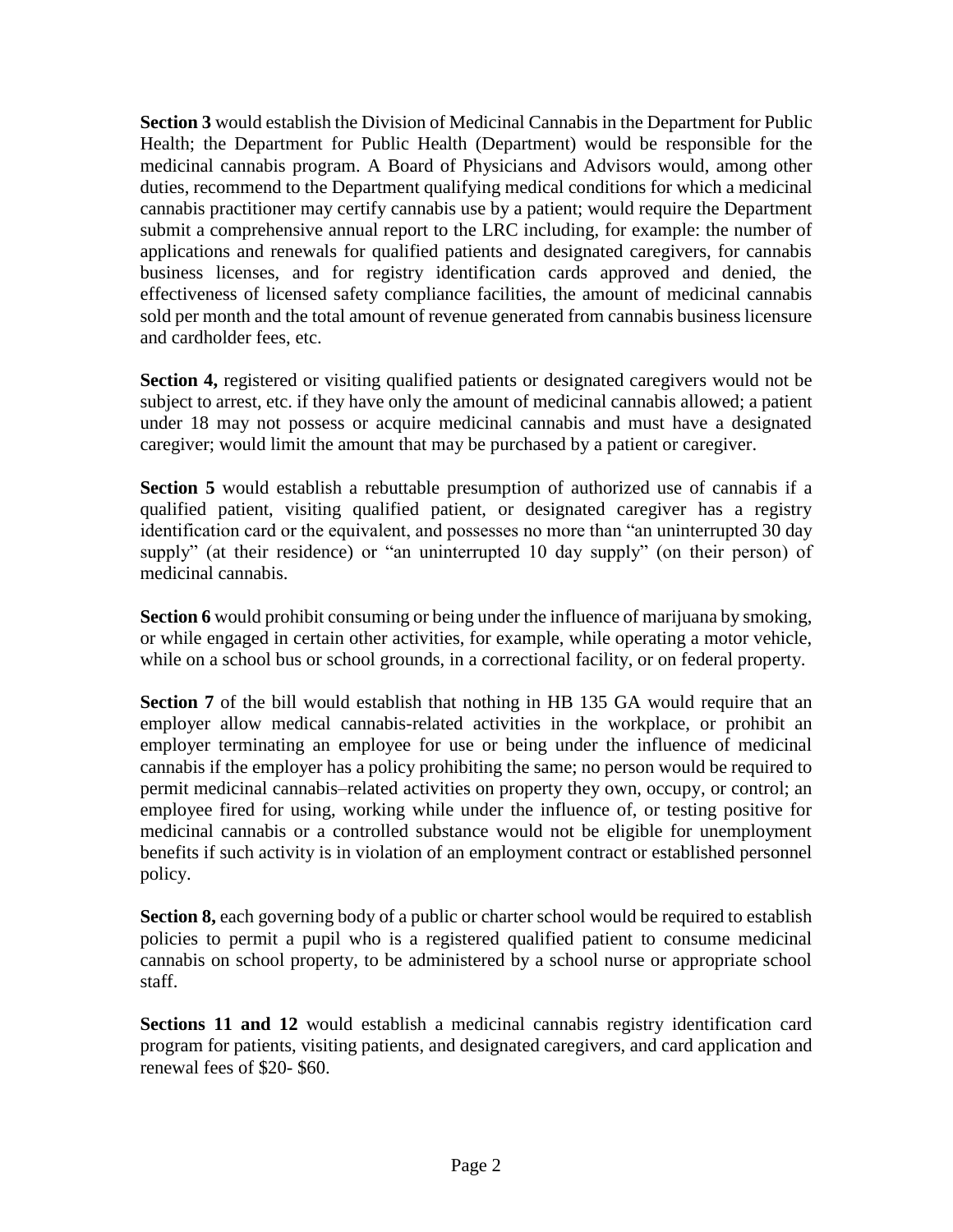**Section 3** would establish the Division of Medicinal Cannabis in the Department for Public Health; the Department for Public Health (Department) would be responsible for the medicinal cannabis program. A Board of Physicians and Advisors would, among other duties, recommend to the Department qualifying medical conditions for which a medicinal cannabis practitioner may certify cannabis use by a patient; would require the Department submit a comprehensive annual report to the LRC including, for example: the number of applications and renewals for qualified patients and designated caregivers, for cannabis business licenses, and for registry identification cards approved and denied, the effectiveness of licensed safety compliance facilities, the amount of medicinal cannabis sold per month and the total amount of revenue generated from cannabis business licensure and cardholder fees, etc.

**Section 4,** registered or visiting qualified patients or designated caregivers would not be subject to arrest, etc. if they have only the amount of medicinal cannabis allowed; a patient under 18 may not possess or acquire medicinal cannabis and must have a designated caregiver; would limit the amount that may be purchased by a patient or caregiver.

**Section 5** would establish a rebuttable presumption of authorized use of cannabis if a qualified patient, visiting qualified patient, or designated caregiver has a registry identification card or the equivalent, and possesses no more than "an uninterrupted 30 day supply" (at their residence) or "an uninterrupted 10 day supply" (on their person) of medicinal cannabis.

**Section 6** would prohibit consuming or being under the influence of marijuana by smoking, or while engaged in certain other activities, for example, while operating a motor vehicle, while on a school bus or school grounds, in a correctional facility, or on federal property.

**Section 7** of the bill would establish that nothing in HB 135 GA would require that an employer allow medical cannabis-related activities in the workplace, or prohibit an employer terminating an employee for use or being under the influence of medicinal cannabis if the employer has a policy prohibiting the same; no person would be required to permit medicinal cannabis–related activities on property they own, occupy, or control; an employee fired for using, working while under the influence of, or testing positive for medicinal cannabis or a controlled substance would not be eligible for unemployment benefits if such activity is in violation of an employment contract or established personnel policy.

**Section 8,** each governing body of a public or charter school would be required to establish policies to permit a pupil who is a registered qualified patient to consume medicinal cannabis on school property, to be administered by a school nurse or appropriate school staff.

**Sections 11 and 12** would establish a medicinal cannabis registry identification card program for patients, visiting patients, and designated caregivers, and card application and renewal fees of $20- $60.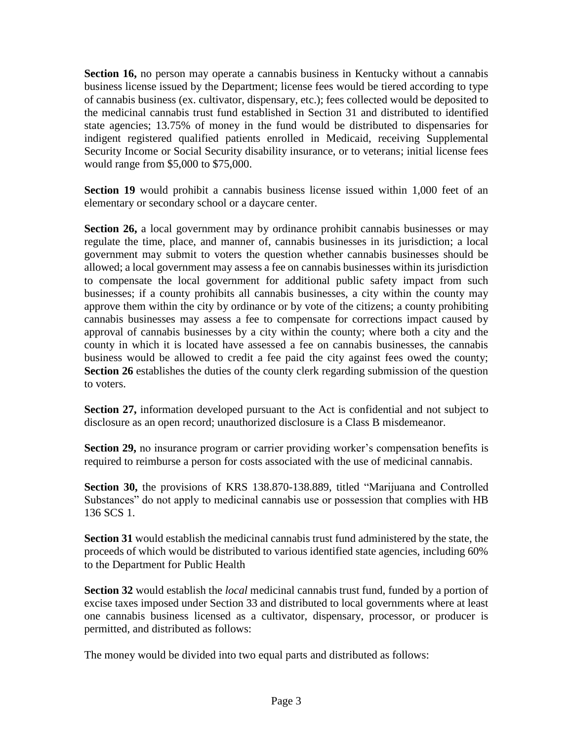**Section 16,** no person may operate a cannabis business in Kentucky without a cannabis business license issued by the Department; license fees would be tiered according to type of cannabis business (ex. cultivator, dispensary, etc.); fees collected would be deposited to the medicinal cannabis trust fund established in Section 31 and distributed to identified state agencies; 13.75% of money in the fund would be distributed to dispensaries for indigent registered qualified patients enrolled in Medicaid, receiving Supplemental Security Income or Social Security disability insurance, or to veterans; initial license fees would range from $5,000 to $75,000.

**Section 19** would prohibit a cannabis business license issued within 1,000 feet of an elementary or secondary school or a daycare center.

**Section 26,** a local government may by ordinance prohibit cannabis businesses or may regulate the time, place, and manner of, cannabis businesses in its jurisdiction; a local government may submit to voters the question whether cannabis businesses should be allowed; a local government may assess a fee on cannabis businesses within its jurisdiction to compensate the local government for additional public safety impact from such businesses; if a county prohibits all cannabis businesses, a city within the county may approve them within the city by ordinance or by vote of the citizens; a county prohibiting cannabis businesses may assess a fee to compensate for corrections impact caused by approval of cannabis businesses by a city within the county; where both a city and the county in which it is located have assessed a fee on cannabis businesses, the cannabis business would be allowed to credit a fee paid the city against fees owed the county; **Section 26** establishes the duties of the county clerk regarding submission of the question to voters.

**Section 27,** information developed pursuant to the Act is confidential and not subject to disclosure as an open record; unauthorized disclosure is a Class B misdemeanor.

**Section 29,** no insurance program or carrier providing worker's compensation benefits is required to reimburse a person for costs associated with the use of medicinal cannabis.

**Section 30,** the provisions of KRS 138.870-138.889, titled "Marijuana and Controlled Substances" do not apply to medicinal cannabis use or possession that complies with HB 136 SCS 1.

**Section 31** would establish the medicinal cannabis trust fund administered by the state, the proceeds of which would be distributed to various identified state agencies, including 60% to the Department for Public Health

**Section 32** would establish the *local* medicinal cannabis trust fund, funded by a portion of excise taxes imposed under Section 33 and distributed to local governments where at least one cannabis business licensed as a cultivator, dispensary, processor, or producer is permitted, and distributed as follows:

The money would be divided into two equal parts and distributed as follows: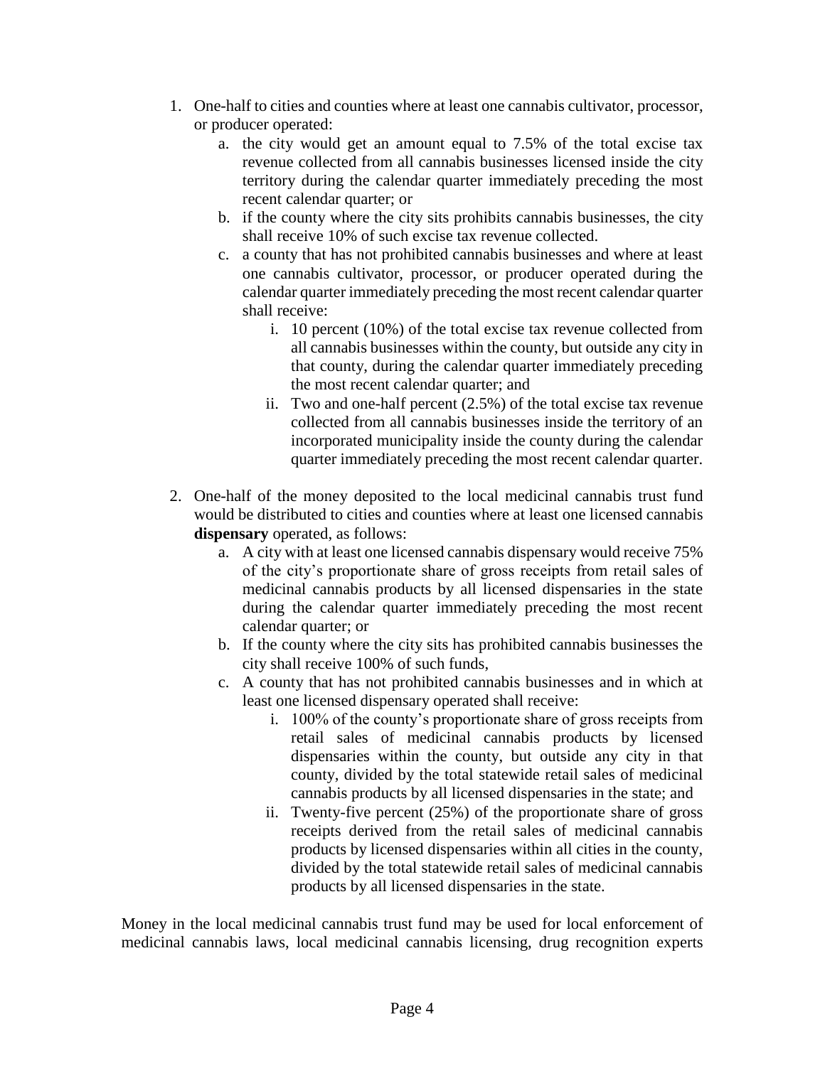1. One-half to cities and counties where at least one cannabis cultivator, processor, or producer operated:
    a. the city would get an amount equal to 7.5% of the total excise tax revenue collected from all cannabis businesses licensed inside the city territory during the calendar quarter immediately preceding the most recent calendar quarter; or
    b. if the county where the city sits prohibits cannabis businesses, the city shall receive 10% of such excise tax revenue collected.
    c. a county that has not prohibited cannabis businesses and where at least one cannabis cultivator, processor, or producer operated during the calendar quarter immediately preceding the most recent calendar quarter shall receive:
        i. 10 percent (10%) of the total excise tax revenue collected from all cannabis businesses within the county, but outside any city in that county, during the calendar quarter immediately preceding the most recent calendar quarter; and
        ii. Two and one-half percent (2.5%) of the total excise tax revenue collected from all cannabis businesses inside the territory of an incorporated municipality inside the county during the calendar quarter immediately preceding the most recent calendar quarter.

2. One-half of the money deposited to the local medicinal cannabis trust fund would be distributed to cities and counties where at least one licensed cannabis **dispensary** operated, as follows:
    a. A city with at least one licensed cannabis dispensary would receive 75% of the city's proportionate share of gross receipts from retail sales of medicinal cannabis products by all licensed dispensaries in the state during the calendar quarter immediately preceding the most recent calendar quarter; or
    b. If the county where the city sits has prohibited cannabis businesses the city shall receive 100% of such funds,
    c. A county that has not prohibited cannabis businesses and in which at least one licensed dispensary operated shall receive:
        i. 100% of the county's proportionate share of gross receipts from retail sales of medicinal cannabis products by licensed dispensaries within the county, but outside any city in that county, divided by the total statewide retail sales of medicinal cannabis products by all licensed dispensaries in the state; and
        ii. Twenty-five percent (25%) of the proportionate share of gross receipts derived from the retail sales of medicinal cannabis products by licensed dispensaries within all cities in the county, divided by the total statewide retail sales of medicinal cannabis products by all licensed dispensaries in the state.

Money in the local medicinal cannabis trust fund may be used for local enforcement of medicinal cannabis laws, local medicinal cannabis licensing, drug recognition experts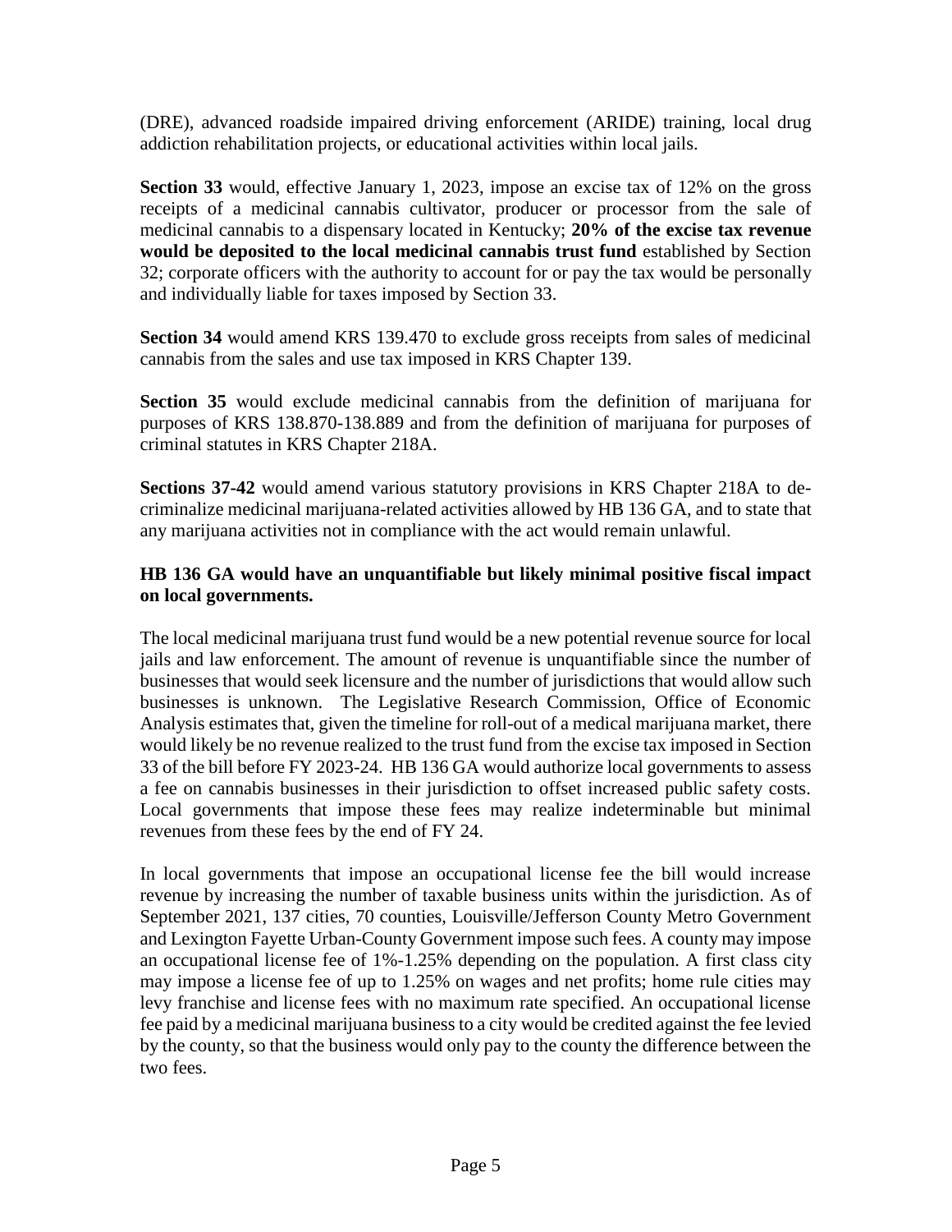(DRE), advanced roadside impaired driving enforcement (ARIDE) training, local drug addiction rehabilitation projects, or educational activities within local jails.

**Section 33** would, effective January 1, 2023, impose an excise tax of 12% on the gross receipts of a medicinal cannabis cultivator, producer or processor from the sale of medicinal cannabis to a dispensary located in Kentucky; **20% of the excise tax revenue would be deposited to the local medicinal cannabis trust fund** established by Section 32; corporate officers with the authority to account for or pay the tax would be personally and individually liable for taxes imposed by Section 33.

**Section 34** would amend KRS 139.470 to exclude gross receipts from sales of medicinal cannabis from the sales and use tax imposed in KRS Chapter 139.

**Section 35** would exclude medicinal cannabis from the definition of marijuana for purposes of KRS 138.870-138.889 and from the definition of marijuana for purposes of criminal statutes in KRS Chapter 218A.

**Sections 37-42** would amend various statutory provisions in KRS Chapter 218A to de-criminalize medicinal marijuana-related activities allowed by HB 136 GA, and to state that any marijuana activities not in compliance with the act would remain unlawful.

**HB 136 GA would have an unquantifiable but likely minimal positive fiscal impact on local governments.**

The local medicinal marijuana trust fund would be a new potential revenue source for local jails and law enforcement. The amount of revenue is unquantifiable since the number of businesses that would seek licensure and the number of jurisdictions that would allow such businesses is unknown. The Legislative Research Commission, Office of Economic Analysis estimates that, given the timeline for roll-out of a medical marijuana market, there would likely be no revenue realized to the trust fund from the excise tax imposed in Section 33 of the bill before FY 2023-24. HB 136 GA would authorize local governments to assess a fee on cannabis businesses in their jurisdiction to offset increased public safety costs. Local governments that impose these fees may realize indeterminable but minimal revenues from these fees by the end of FY 24.

In local governments that impose an occupational license fee the bill would increase revenue by increasing the number of taxable business units within the jurisdiction. As of September 2021, 137 cities, 70 counties, Louisville/Jefferson County Metro Government and Lexington Fayette Urban-County Government impose such fees. A county may impose an occupational license fee of 1%-1.25% depending on the population. A first class city may impose a license fee of up to 1.25% on wages and net profits; home rule cities may levy franchise and license fees with no maximum rate specified. An occupational license fee paid by a medicinal marijuana business to a city would be credited against the fee levied by the county, so that the business would only pay to the county the difference between the two fees.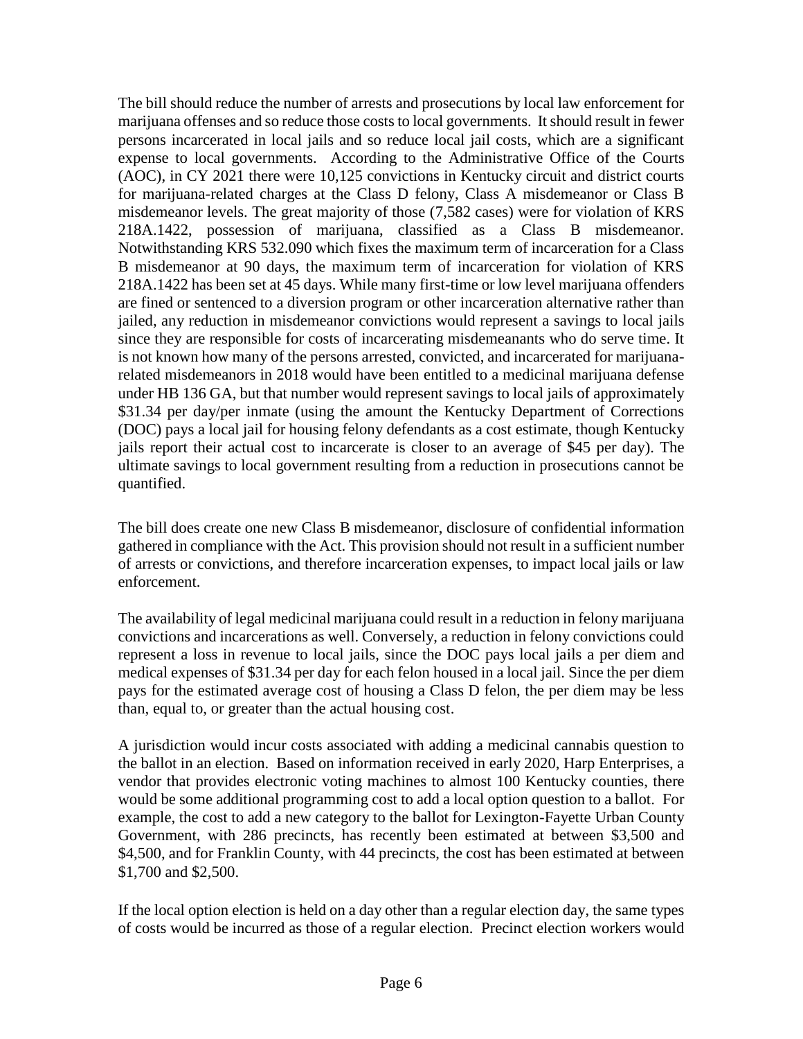The bill should reduce the number of arrests and prosecutions by local law enforcement for marijuana offenses and so reduce those costs to local governments. It should result in fewer persons incarcerated in local jails and so reduce local jail costs, which are a significant expense to local governments. According to the Administrative Office of the Courts (AOC), in CY 2021 there were 10,125 convictions in Kentucky circuit and district courts for marijuana-related charges at the Class D felony, Class A misdemeanor or Class B misdemeanor levels. The great majority of those (7,582 cases) were for violation of KRS 218A.1422, possession of marijuana, classified as a Class B misdemeanor. Notwithstanding KRS 532.090 which fixes the maximum term of incarceration for a Class B misdemeanor at 90 days, the maximum term of incarceration for violation of KRS 218A.1422 has been set at 45 days. While many first-time or low level marijuana offenders are fined or sentenced to a diversion program or other incarceration alternative rather than jailed, any reduction in misdemeanor convictions would represent a savings to local jails since they are responsible for costs of incarcerating misdemeanants who do serve time. It is not known how many of the persons arrested, convicted, and incarcerated for marijuana-related misdemeanors in 2018 would have been entitled to a medicinal marijuana defense under HB 136 GA, but that number would represent savings to local jails of approximately $31.34 per day/per inmate (using the amount the Kentucky Department of Corrections (DOC) pays a local jail for housing felony defendants as a cost estimate, though Kentucky jails report their actual cost to incarcerate is closer to an average of $45 per day). The ultimate savings to local government resulting from a reduction in prosecutions cannot be quantified.

The bill does create one new Class B misdemeanor, disclosure of confidential information gathered in compliance with the Act. This provision should not result in a sufficient number of arrests or convictions, and therefore incarceration expenses, to impact local jails or law enforcement.

The availability of legal medicinal marijuana could result in a reduction in felony marijuana convictions and incarcerations as well. Conversely, a reduction in felony convictions could represent a loss in revenue to local jails, since the DOC pays local jails a per diem and medical expenses of $31.34 per day for each felon housed in a local jail. Since the per diem pays for the estimated average cost of housing a Class D felon, the per diem may be less than, equal to, or greater than the actual housing cost.

A jurisdiction would incur costs associated with adding a medicinal cannabis question to the ballot in an election. Based on information received in early 2020, Harp Enterprises, a vendor that provides electronic voting machines to almost 100 Kentucky counties, there would be some additional programming cost to add a local option question to a ballot. For example, the cost to add a new category to the ballot for Lexington-Fayette Urban County Government, with 286 precincts, has recently been estimated at between $3,500 and $4,500, and for Franklin County, with 44 precincts, the cost has been estimated at between $1,700 and $2,500.

If the local option election is held on a day other than a regular election day, the same types of costs would be incurred as those of a regular election. Precinct election workers would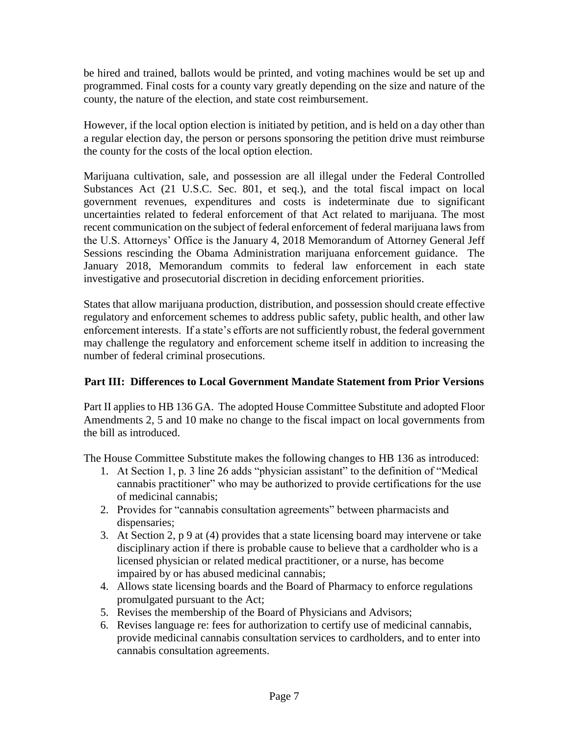be hired and trained, ballots would be printed, and voting machines would be set up and programmed. Final costs for a county vary greatly depending on the size and nature of the county, the nature of the election, and state cost reimbursement.

However, if the local option election is initiated by petition, and is held on a day other than a regular election day, the person or persons sponsoring the petition drive must reimburse the county for the costs of the local option election.

Marijuana cultivation, sale, and possession are all illegal under the Federal Controlled Substances Act (21 U.S.C. Sec. 801, et seq.), and the total fiscal impact on local government revenues, expenditures and costs is indeterminate due to significant uncertainties related to federal enforcement of that Act related to marijuana. The most recent communication on the subject of federal enforcement of federal marijuana laws from the U.S. Attorneys' Office is the January 4, 2018 Memorandum of Attorney General Jeff Sessions rescinding the Obama Administration marijuana enforcement guidance. The January 2018, Memorandum commits to federal law enforcement in each state investigative and prosecutorial discretion in deciding enforcement priorities.

States that allow marijuana production, distribution, and possession should create effective regulatory and enforcement schemes to address public safety, public health, and other law enforcement interests. If a state's efforts are not sufficiently robust, the federal government may challenge the regulatory and enforcement scheme itself in addition to increasing the number of federal criminal prosecutions.

### Part III: Differences to Local Government Mandate Statement from Prior Versions

Part II applies to HB 136 GA. The adopted House Committee Substitute and adopted Floor Amendments 2, 5 and 10 make no change to the fiscal impact on local governments from the bill as introduced.

The House Committee Substitute makes the following changes to HB 136 as introduced:

1. At Section 1, p. 3 line 26 adds "physician assistant" to the definition of "Medical cannabis practitioner" who may be authorized to provide certifications for the use of medicinal cannabis;
2. Provides for "cannabis consultation agreements" between pharmacists and dispensaries;
3. At Section 2, p 9 at (4) provides that a state licensing board may intervene or take disciplinary action if there is probable cause to believe that a cardholder who is a licensed physician or related medical practitioner, or a nurse, has become impaired by or has abused medicinal cannabis;
4. Allows state licensing boards and the Board of Pharmacy to enforce regulations promulgated pursuant to the Act;
5. Revises the membership of the Board of Physicians and Advisors;
6. Revises language re: fees for authorization to certify use of medicinal cannabis, provide medicinal cannabis consultation services to cardholders, and to enter into cannabis consultation agreements.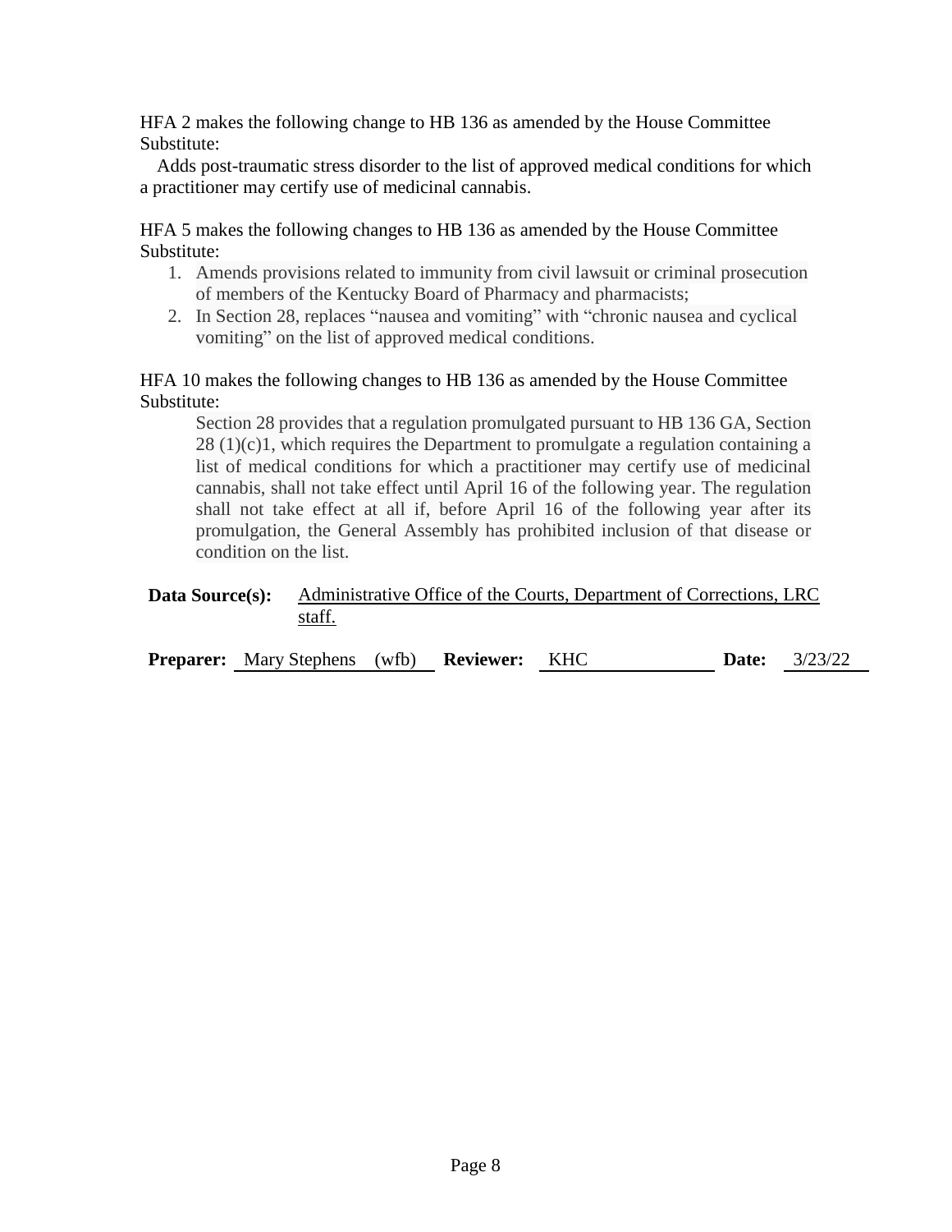HFA 2 makes the following change to HB 136 as amended by the House Committee Substitute:

Adds post-traumatic stress disorder to the list of approved medical conditions for which a practitioner may certify use of medicinal cannabis.

HFA 5 makes the following changes to HB 136 as amended by the House Committee Substitute:

1. Amends provisions related to immunity from civil lawsuit or criminal prosecution of members of the Kentucky Board of Pharmacy and pharmacists;
2. In Section 28, replaces "nausea and vomiting" with "chronic nausea and cyclical vomiting" on the list of approved medical conditions.

HFA 10 makes the following changes to HB 136 as amended by the House Committee Substitute:

Section 28 provides that a regulation promulgated pursuant to HB 136 GA, Section 28 (1)(c)1, which requires the Department to promulgate a regulation containing a list of medical conditions for which a practitioner may certify use of medicinal cannabis, shall not take effect until April 16 of the following year. The regulation shall not take effect at all if, before April 16 of the following year after its promulgation, the General Assembly has prohibited inclusion of that disease or condition on the list.

**Data Source(s):** Administrative Office of the Courts, Department of Corrections, LRC staff.

**Preparer:** Mary Stephens (wfb) **Reviewer:** KHC **Date:** 3/23/22